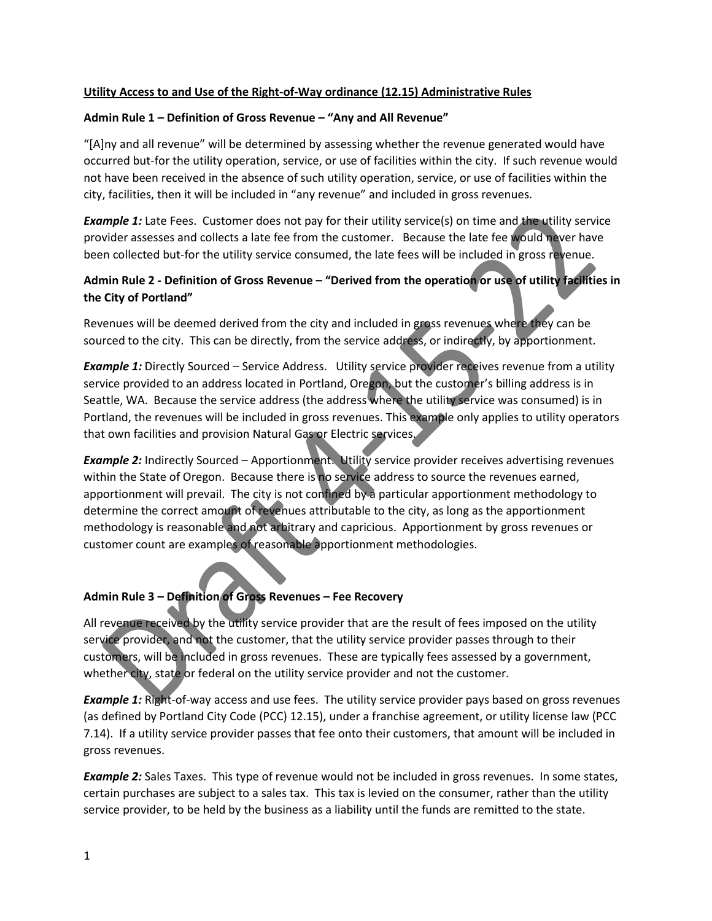**Utility Access to and Use of the Right-of-Way ordinance (12.15) Administrative Rules**

**Admin Rule 1 – Definition of Gross Revenue – "Any and All Revenue"**

"[A]ny and all revenue" will be determined by assessing whether the revenue generated would have occurred but-for the utility operation, service, or use of facilities within the city. If such revenue would not have been received in the absence of such utility operation, service, or use of facilities within the city, facilities, then it will be included in "any revenue" and included in gross revenues.

***Example 1:*** Late Fees. Customer does not pay for their utility service(s) on time and the utility service provider assesses and collects a late fee from the customer. Because the late fee would never have been collected but-for the utility service consumed, the late fees will be included in gross revenue.

**Admin Rule 2 - Definition of Gross Revenue – "Derived from the operation or use of utility facilities in the City of Portland"**

Revenues will be deemed derived from the city and included in gross revenues where they can be sourced to the city. This can be directly, from the service address, or indirectly, by apportionment.

***Example 1:*** Directly Sourced – Service Address. Utility service provider receives revenue from a utility service provided to an address located in Portland, Oregon, but the customer's billing address is in Seattle, WA. Because the service address (the address where the utility service was consumed) is in Portland, the revenues will be included in gross revenues. This example only applies to utility operators that own facilities and provision Natural Gas or Electric services.

***Example 2:*** Indirectly Sourced – Apportionment. Utility service provider receives advertising revenues within the State of Oregon. Because there is no service address to source the revenues earned, apportionment will prevail. The city is not confined by a particular apportionment methodology to determine the correct amount of revenues attributable to the city, as long as the apportionment methodology is reasonable and not arbitrary and capricious. Apportionment by gross revenues or customer count are examples of reasonable apportionment methodologies.

**Admin Rule 3 – Definition of Gross Revenues – Fee Recovery**

All revenue received by the utility service provider that are the result of fees imposed on the utility service provider, and not the customer, that the utility service provider passes through to their customers, will be included in gross revenues. These are typically fees assessed by a government, whether city, state or federal on the utility service provider and not the customer.

***Example 1:*** Right-of-way access and use fees. The utility service provider pays based on gross revenues (as defined by Portland City Code (PCC) 12.15), under a franchise agreement, or utility license law (PCC 7.14). If a utility service provider passes that fee onto their customers, that amount will be included in gross revenues.

***Example 2:*** Sales Taxes. This type of revenue would not be included in gross revenues. In some states, certain purchases are subject to a sales tax. This tax is levied on the consumer, rather than the utility service provider, to be held by the business as a liability until the funds are remitted to the state.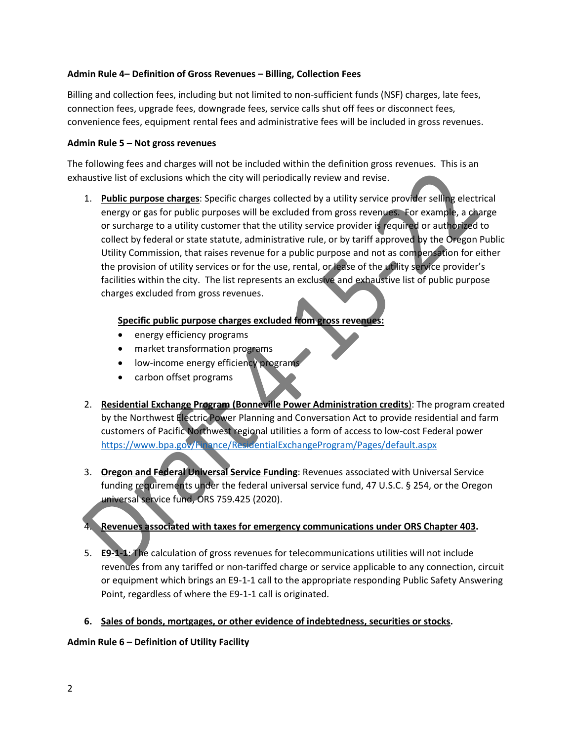**Admin Rule 4– Definition of Gross Revenues – Billing, Collection Fees**

Billing and collection fees, including but not limited to non-sufficient funds (NSF) charges, late fees, connection fees, upgrade fees, downgrade fees, service calls shut off fees or disconnect fees, convenience fees, equipment rental fees and administrative fees will be included in gross revenues.

**Admin Rule 5 – Not gross revenues**

The following fees and charges will not be included within the definition gross revenues. This is an exhaustive list of exclusions which the city will periodically review and revise.

1. **<u>Public purpose charges</u>**: Specific charges collected by a utility service provider selling electrical energy or gas for public purposes will be excluded from gross revenues. For example, a charge or surcharge to a utility customer that the utility service provider is required or authorized to collect by federal or state statute, administrative rule, or by tariff approved by the Oregon Public Utility Commission, that raises revenue for a public purpose and not as compensation for either the provision of utility services or for the use, rental, or lease of the utility service provider's facilities within the city. The list represents an exclusive and exhaustive list of public purpose charges excluded from gross revenues.

   **<u>Specific public purpose charges excluded from gross revenues:</u>**
   - energy efficiency programs
   - market transformation programs
   - low-income energy efficiency programs
   - carbon offset programs

2. **<u>Residential Exchange Program (Bonneville Power Administration credits</u>**): The program created by the Northwest Electric Power Planning and Conversation Act to provide residential and farm customers of Pacific Northwest regional utilities a form of access to low-cost Federal power https://www.bpa.gov/Finance/ResidentialExchangeProgram/Pages/default.aspx

3. **<u>Oregon and Federal Universal Service Funding</u>**: Revenues associated with Universal Service funding requirements under the federal universal service fund, 47 U.S.C. § 254, or the Oregon universal service fund, ORS 759.425 (2020).

4. **<u>Revenues associated with taxes for emergency communications under ORS Chapter 403</u>.**

5. **<u>E9-1-1</u>**: The calculation of gross revenues for telecommunications utilities will not include revenues from any tariffed or non-tariffed charge or service applicable to any connection, circuit or equipment which brings an E9-1-1 call to the appropriate responding Public Safety Answering Point, regardless of where the E9-1-1 call is originated.

6. **<u>Sales of bonds, mortgages, or other evidence of indebtedness, securities or stocks</u>.**

**Admin Rule 6 – Definition of Utility Facility**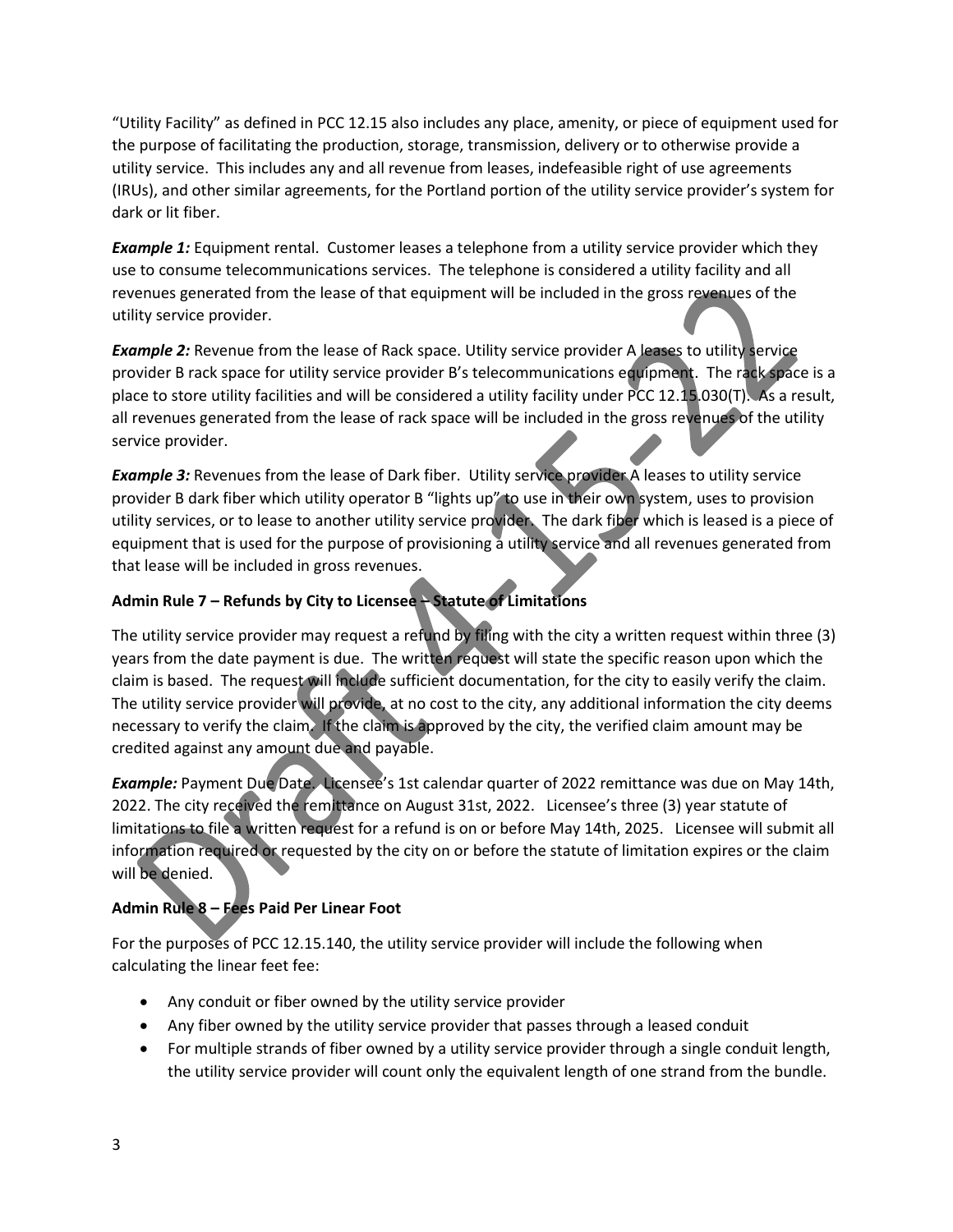"Utility Facility" as defined in PCC 12.15 also includes any place, amenity, or piece of equipment used for the purpose of facilitating the production, storage, transmission, delivery or to otherwise provide a utility service. This includes any and all revenue from leases, indefeasible right of use agreements (IRUs), and other similar agreements, for the Portland portion of the utility service provider's system for dark or lit fiber.

***Example 1:*** Equipment rental. Customer leases a telephone from a utility service provider which they use to consume telecommunications services. The telephone is considered a utility facility and all revenues generated from the lease of that equipment will be included in the gross revenues of the utility service provider.

***Example 2:*** Revenue from the lease of Rack space. Utility service provider A leases to utility service provider B rack space for utility service provider B's telecommunications equipment. The rack space is a place to store utility facilities and will be considered a utility facility under PCC 12.15.030(T). As a result, all revenues generated from the lease of rack space will be included in the gross revenues of the utility service provider.

***Example 3:*** Revenues from the lease of Dark fiber. Utility service provider A leases to utility service provider B dark fiber which utility operator B "lights up" to use in their own system, uses to provision utility services, or to lease to another utility service provider. The dark fiber which is leased is a piece of equipment that is used for the purpose of provisioning a utility service and all revenues generated from that lease will be included in gross revenues.

**Admin Rule 7 – Refunds by City to Licensee – Statute of Limitations**

The utility service provider may request a refund by filing with the city a written request within three (3) years from the date payment is due. The written request will state the specific reason upon which the claim is based. The request will include sufficient documentation, for the city to easily verify the claim. The utility service provider will provide, at no cost to the city, any additional information the city deems necessary to verify the claim. If the claim is approved by the city, the verified claim amount may be credited against any amount due and payable.

***Example:*** Payment Due Date. Licensee's 1st calendar quarter of 2022 remittance was due on May 14th, 2022. The city received the remittance on August 31st, 2022. Licensee's three (3) year statute of limitations to file a written request for a refund is on or before May 14th, 2025. Licensee will submit all information required or requested by the city on or before the statute of limitation expires or the claim will be denied.

**Admin Rule 8 – Fees Paid Per Linear Foot**

For the purposes of PCC 12.15.140, the utility service provider will include the following when calculating the linear feet fee:

- Any conduit or fiber owned by the utility service provider
- Any fiber owned by the utility service provider that passes through a leased conduit
- For multiple strands of fiber owned by a utility service provider through a single conduit length, the utility service provider will count only the equivalent length of one strand from the bundle.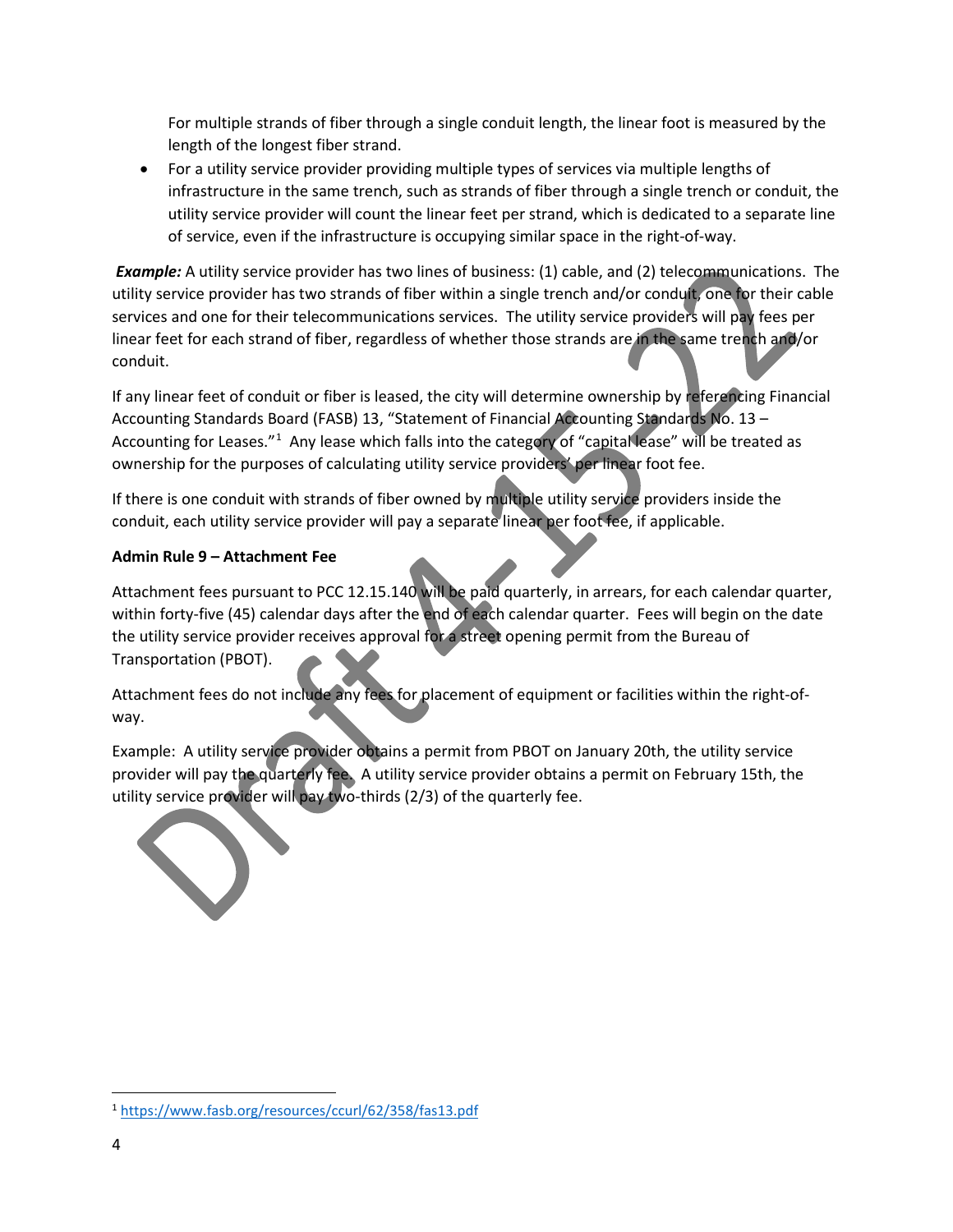For multiple strands of fiber through a single conduit length, the linear foot is measured by the length of the longest fiber strand.

- For a utility service provider providing multiple types of services via multiple lengths of infrastructure in the same trench, such as strands of fiber through a single trench or conduit, the utility service provider will count the linear feet per strand, which is dedicated to a separate line of service, even if the infrastructure is occupying similar space in the right-of-way.

***Example:*** A utility service provider has two lines of business: (1) cable, and (2) telecommunications. The utility service provider has two strands of fiber within a single trench and/or conduit, one for their cable services and one for their telecommunications services. The utility service providers will pay fees per linear feet for each strand of fiber, regardless of whether those strands are in the same trench and/or conduit.

If any linear feet of conduit or fiber is leased, the city will determine ownership by referencing Financial Accounting Standards Board (FASB) 13, "Statement of Financial Accounting Standards No. 13 – Accounting for Leases."[1] Any lease which falls into the category of "capital lease" will be treated as ownership for the purposes of calculating utility service providers' per linear foot fee.

If there is one conduit with strands of fiber owned by multiple utility service providers inside the conduit, each utility service provider will pay a separate linear per foot fee, if applicable.

**Admin Rule 9 – Attachment Fee**

Attachment fees pursuant to PCC 12.15.140 will be paid quarterly, in arrears, for each calendar quarter, within forty-five (45) calendar days after the end of each calendar quarter. Fees will begin on the date the utility service provider receives approval for a street opening permit from the Bureau of Transportation (PBOT).

Attachment fees do not include any fees for placement of equipment or facilities within the right-of-way.

Example: A utility service provider obtains a permit from PBOT on January 20th, the utility service provider will pay the quarterly fee. A utility service provider obtains a permit on February 15th, the utility service provider will pay two-thirds (2/3) of the quarterly fee.

[1] https://www.fasb.org/resources/ccurl/62/358/fas13.pdf